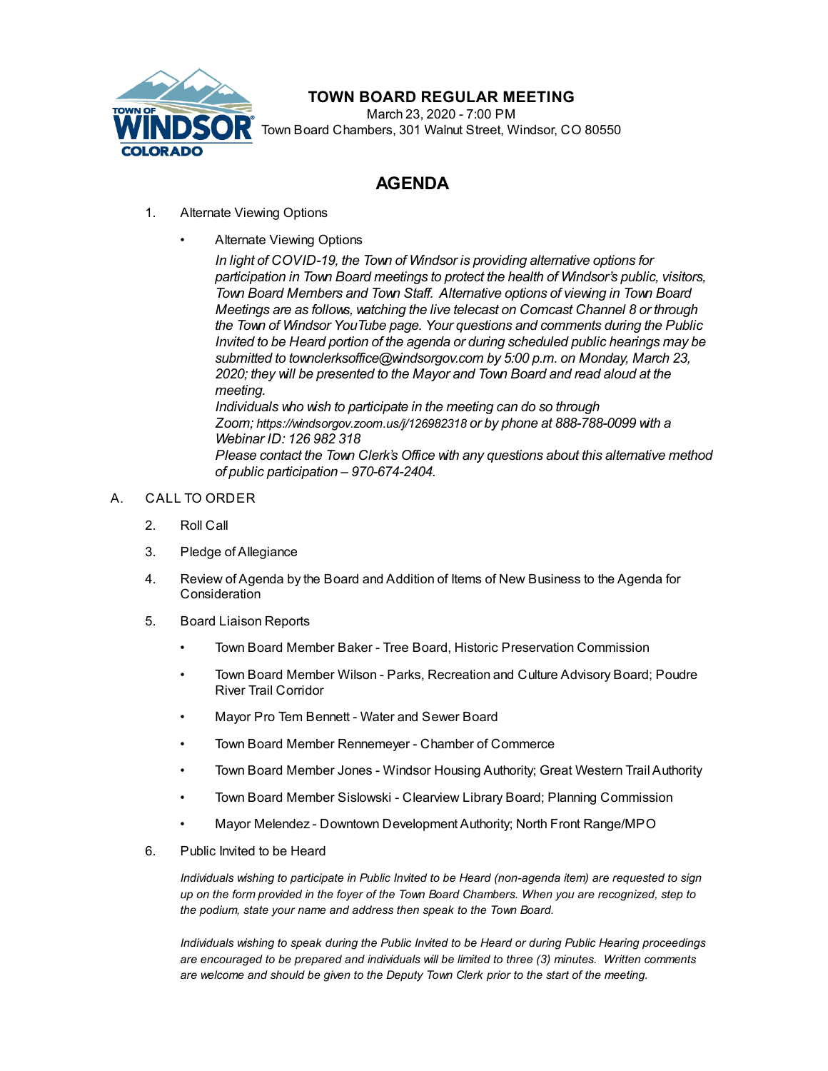# TOWN BOARD REGULAR MEETING

March 23, 2020 - 7:00 PM
Town Board Chambers, 301 Walnut Street, Windsor, CO 80550

## AGENDA

1. Alternate Viewing Options

   - Alternate Viewing Options

     *In light of COVID-19, the Town of Windsor is providing alternative options for participation in Town Board meetings to protect the health of Windsor's public, visitors, Town Board Members and Town Staff. Alternative options of viewing in Town Board Meetings are as follows, watching the live telecast on Comcast Channel 8 or through the Town of Windsor YouTube page. Your questions and comments during the Public Invited to be Heard portion of the agenda or during scheduled public hearings may be submitted to townclerksoffice@windsorgov.com by 5:00 p.m. on Monday, March 23, 2020; they will be presented to the Mayor and Town Board and read aloud at the meeting.*

     *Individuals who wish to participate in the meeting can do so through Zoom; https://windsorgov.zoom.us/j/126982318 or by phone at 888-788-0099 with a Webinar ID: 126 982 318*

     *Please contact the Town Clerk's Office with any questions about this alternative method of public participation – 970-674-2404.*

A. CALL TO ORDER

2. Roll Call

3. Pledge of Allegiance

4. Review of Agenda by the Board and Addition of Items of New Business to the Agenda for Consideration

5. Board Liaison Reports

   - Town Board Member Baker - Tree Board, Historic Preservation Commission
   - Town Board Member Wilson - Parks, Recreation and Culture Advisory Board; Poudre River Trail Corridor
   - Mayor Pro Tem Bennett - Water and Sewer Board
   - Town Board Member Rennemeyer - Chamber of Commerce
   - Town Board Member Jones - Windsor Housing Authority; Great Western Trail Authority
   - Town Board Member Sislowski - Clearview Library Board; Planning Commission
   - Mayor Melendez - Downtown Development Authority; North Front Range/MPO

6. Public Invited to be Heard

   *Individuals wishing to participate in Public Invited to be Heard (non-agenda item) are requested to sign up on the form provided in the foyer of the Town Board Chambers. When you are recognized, step to the podium, state your name and address then speak to the Town Board.*

   *Individuals wishing to speak during the Public Invited to be Heard or during Public Hearing proceedings are encouraged to be prepared and individuals will be limited to three (3) minutes. Written comments are welcome and should be given to the Deputy Town Clerk prior to the start of the meeting.*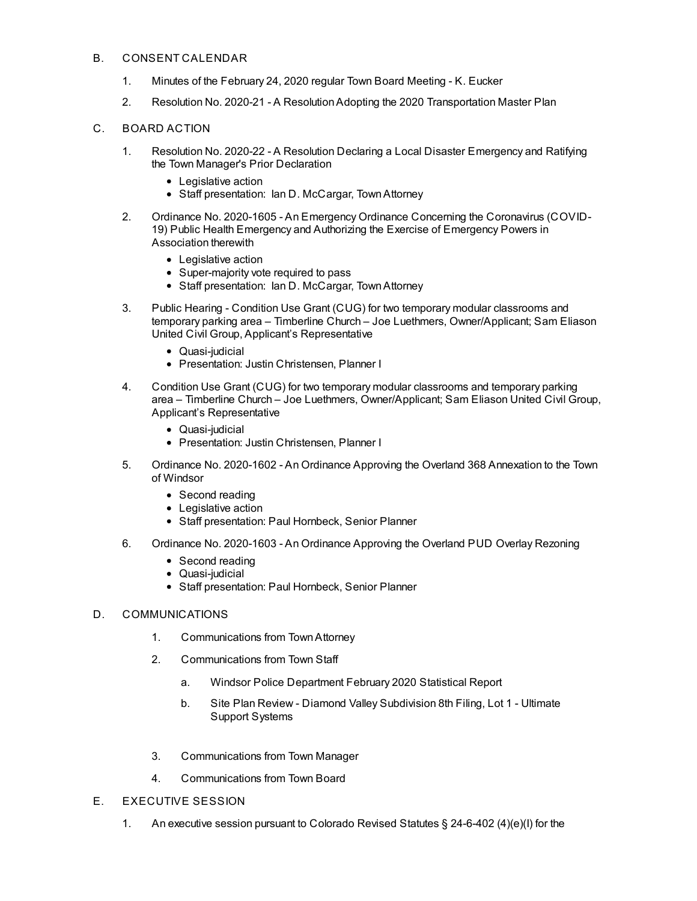B. CONSENT CALENDAR

1. Minutes of the February 24, 2020 regular Town Board Meeting - K. Eucker
2. Resolution No. 2020-21 - A Resolution Adopting the 2020 Transportation Master Plan

C. BOARD ACTION

1. Resolution No. 2020-22 - A Resolution Declaring a Local Disaster Emergency and Ratifying the Town Manager's Prior Declaration
   - Legislative action
   - Staff presentation: Ian D. McCargar, Town Attorney
2. Ordinance No. 2020-1605 - An Emergency Ordinance Concerning the Coronavirus (COVID-19) Public Health Emergency and Authorizing the Exercise of Emergency Powers in Association therewith
   - Legislative action
   - Super-majority vote required to pass
   - Staff presentation: Ian D. McCargar, Town Attorney
3. Public Hearing - Condition Use Grant (CUG) for two temporary modular classrooms and temporary parking area – Timberline Church – Joe Luethmers, Owner/Applicant; Sam Eliason United Civil Group, Applicant's Representative
   - Quasi-judicial
   - Presentation: Justin Christensen, Planner I
4. Condition Use Grant (CUG) for two temporary modular classrooms and temporary parking area – Timberline Church – Joe Luethmers, Owner/Applicant; Sam Eliason United Civil Group, Applicant's Representative
   - Quasi-judicial
   - Presentation: Justin Christensen, Planner I
5. Ordinance No. 2020-1602 - An Ordinance Approving the Overland 368 Annexation to the Town of Windsor
   - Second reading
   - Legislative action
   - Staff presentation: Paul Hornbeck, Senior Planner
6. Ordinance No. 2020-1603 - An Ordinance Approving the Overland PUD Overlay Rezoning
   - Second reading
   - Quasi-judicial
   - Staff presentation: Paul Hornbeck, Senior Planner

D. COMMUNICATIONS

1. Communications from Town Attorney
2. Communications from Town Staff
   a. Windsor Police Department February 2020 Statistical Report
   b. Site Plan Review - Diamond Valley Subdivision 8th Filing, Lot 1 - Ultimate Support Systems
3. Communications from Town Manager
4. Communications from Town Board

E. EXECUTIVE SESSION

1. An executive session pursuant to Colorado Revised Statutes § 24-6-402 (4)(e)(I) for the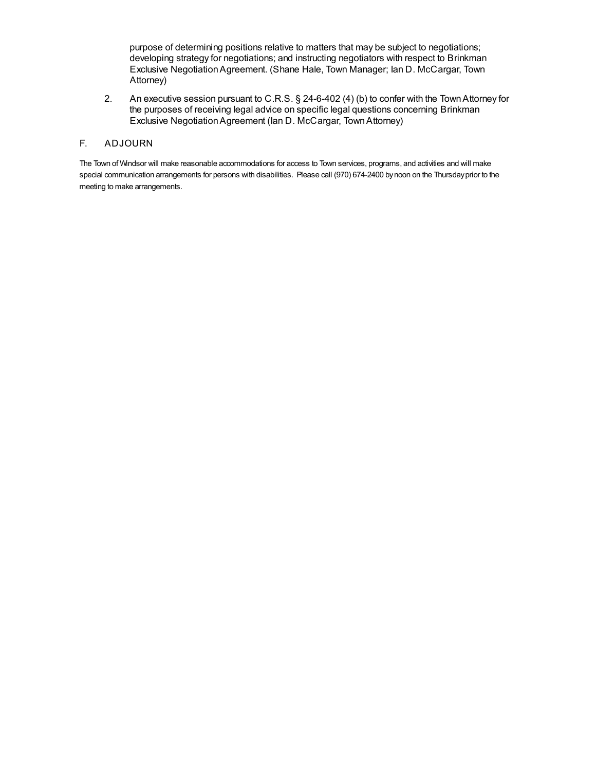purpose of determining positions relative to matters that may be subject to negotiations; developing strategy for negotiations; and instructing negotiators with respect to Brinkman Exclusive Negotiation Agreement. (Shane Hale, Town Manager; Ian D. McCargar, Town Attorney)

2. An executive session pursuant to C.R.S. § 24-6-402 (4) (b) to confer with the Town Attorney for the purposes of receiving legal advice on specific legal questions concerning Brinkman Exclusive Negotiation Agreement (Ian D. McCargar, Town Attorney)

## F. ADJOURN

The Town of Windsor will make reasonable accommodations for access to Town services, programs, and activities and will make special communication arrangements for persons with disabilities. Please call (970) 674-2400 by noon on the Thursday prior to the meeting to make arrangements.